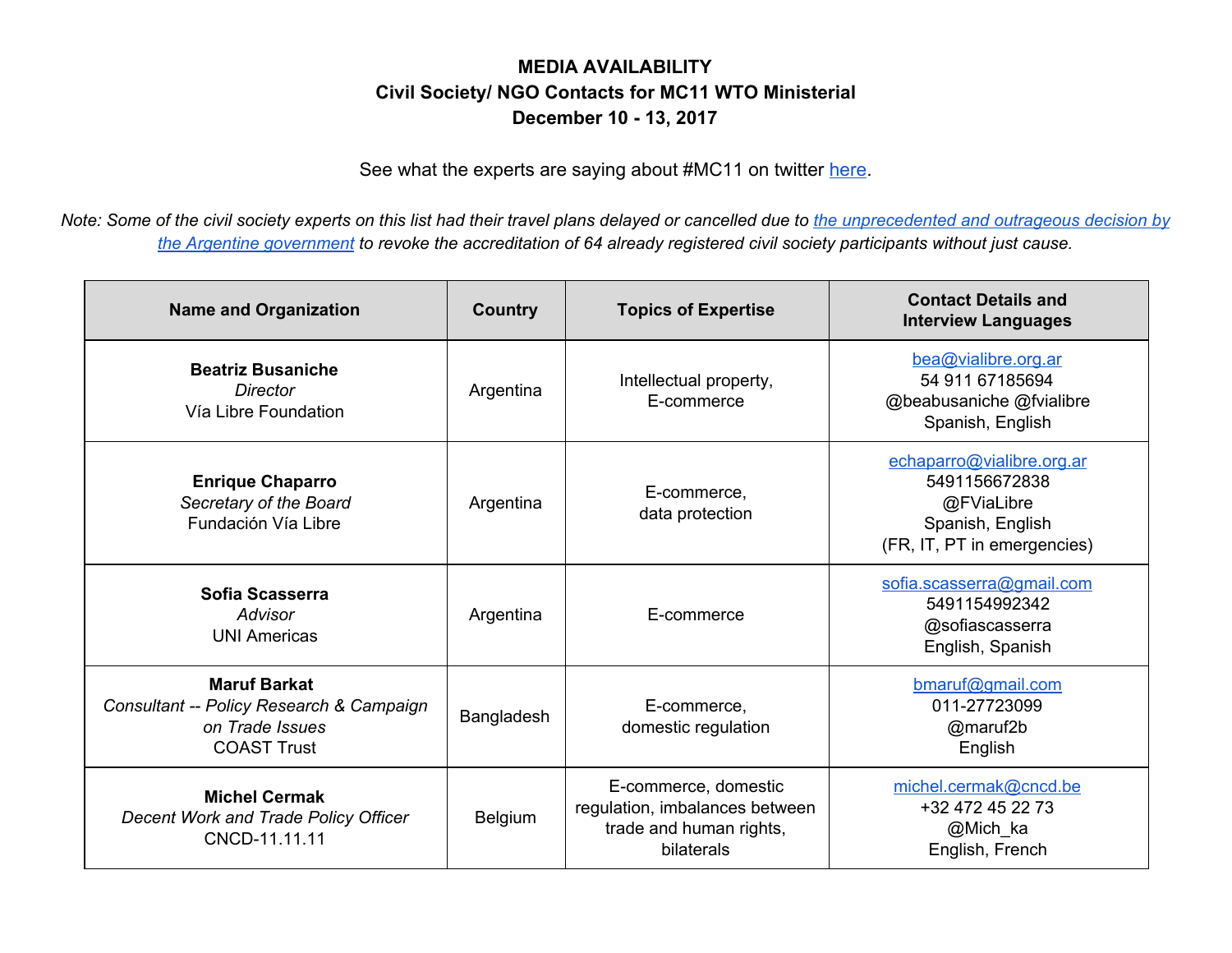# MEDIA AVAILABILITY
## Civil Society/ NGO Contacts for MC11 WTO Ministerial
## December 10 - 13, 2017

See what the experts are saying about #MC11 on twitter here.

*Note: Some of the civil society experts on this list had their travel plans delayed or cancelled due to the unprecedented and outrageous decision by the Argentine government to revoke the accreditation of 64 already registered civil society participants without just cause.*

| Name and Organization | Country | Topics of Expertise | Contact Details and Interview Languages |
|---|---|---|---|
| **Beatriz Busaniche**<br>*Director*<br>Vía Libre Foundation | Argentina | Intellectual property,<br>E-commerce | bea@vialibre.org.ar<br>54 911 67185694<br>@beabusaniche @fvialibre<br>Spanish, English |
| **Enrique Chaparro**<br>*Secretary of the Board*<br>Fundación Vía Libre | Argentina | E-commerce,<br>data protection | echaparro@vialibre.org.ar<br>5491156672838<br>@FViaLibre<br>Spanish, English<br>(FR, IT, PT in emergencies) |
| **Sofia Scasserra**<br>*Advisor*<br>UNI Americas | Argentina | E-commerce | sofia.scasserra@gmail.com<br>5491154992342<br>@sofiascasserra<br>English, Spanish |
| **Maruf Barkat**<br>*Consultant -- Policy Research & Campaign on Trade Issues*<br>COAST Trust | Bangladesh | E-commerce,<br>domestic regulation | bmaruf@gmail.com<br>011-27723099<br>@maruf2b<br>English |
| **Michel Cermak**<br>*Decent Work and Trade Policy Officer*<br>CNCD-11.11.11 | Belgium | E-commerce, domestic regulation, imbalances between trade and human rights, bilaterals | michel.cermak@cncd.be<br>+32 472 45 22 73<br>@Mich_ka<br>English, French |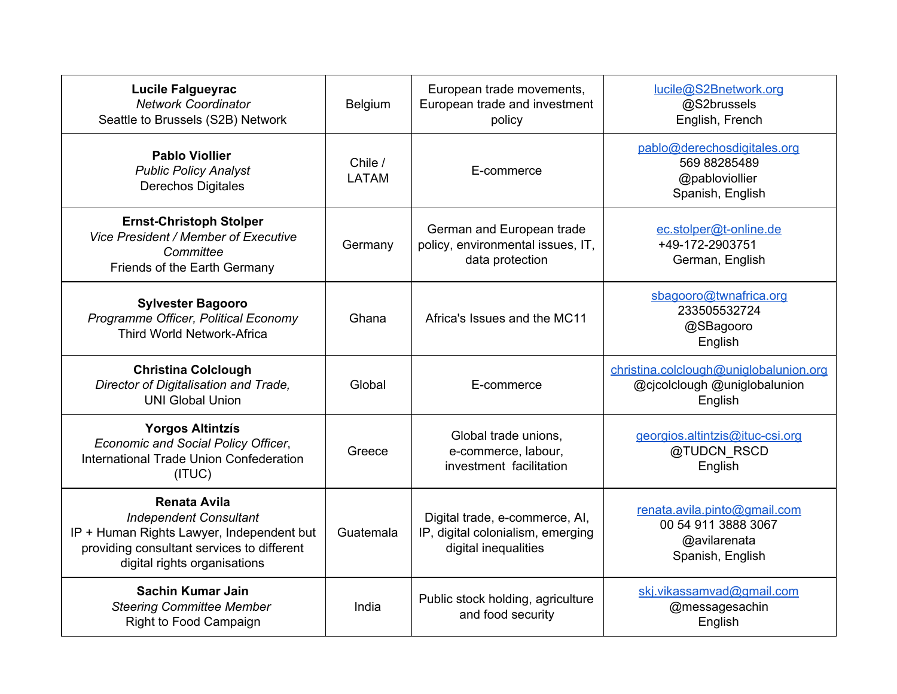| | | | |
|---|---|---|---|
| **Lucile Falgueyrac**<br>*Network Coordinator*<br>Seattle to Brussels (S2B) Network | Belgium | European trade movements, European trade and investment policy | lucile@S2Bnetwork.org<br>@S2brussels<br>English, French |
| **Pablo Viollier**<br>*Public Policy Analyst*<br>Derechos Digitales | Chile / LATAM | E-commerce | pablo@derechosdigitales.org<br>569 88285489<br>@pabloviollier<br>Spanish, English |
| **Ernst-Christoph Stolper**<br>*Vice President / Member of Executive Committee*<br>Friends of the Earth Germany | Germany | German and European trade policy, environmental issues, IT, data protection | ec.stolper@t-online.de<br>+49-172-2903751<br>German, English |
| **Sylvester Bagooro**<br>*Programme Officer, Political Economy*<br>Third World Network-Africa | Ghana | Africa's Issues and the MC11 | sbagooro@twnafrica.org<br>233505532724<br>@SBagooro<br>English |
| **Christina Colclough**<br>*Director of Digitalisation and Trade,*<br>UNI Global Union | Global | E-commerce | christina.colclough@uniglobalunion.org<br>@cjcolclough @uniglobalunion<br>English |
| **Yorgos Altintzís**<br>*Economic and Social Policy Officer*,<br>International Trade Union Confederation (ITUC) | Greece | Global trade unions, e-commerce, labour, investment facilitation | georgios.altintzis@ituc-csi.org<br>@TUDCN_RSCD<br>English |
| **Renata Avila**<br>*Independent Consultant*<br>IP + Human Rights Lawyer, Independent but providing consultant services to different digital rights organisations | Guatemala | Digital trade, e-commerce, AI, IP, digital colonialism, emerging digital inequalities | renata.avila.pinto@gmail.com<br>00 54 911 3888 3067<br>@avilarenata<br>Spanish, English |
| **Sachin Kumar Jain**<br>*Steering Committee Member*<br>Right to Food Campaign | India | Public stock holding, agriculture and food security | skj.vikassamvad@gmail.com<br>@messagesachin<br>English |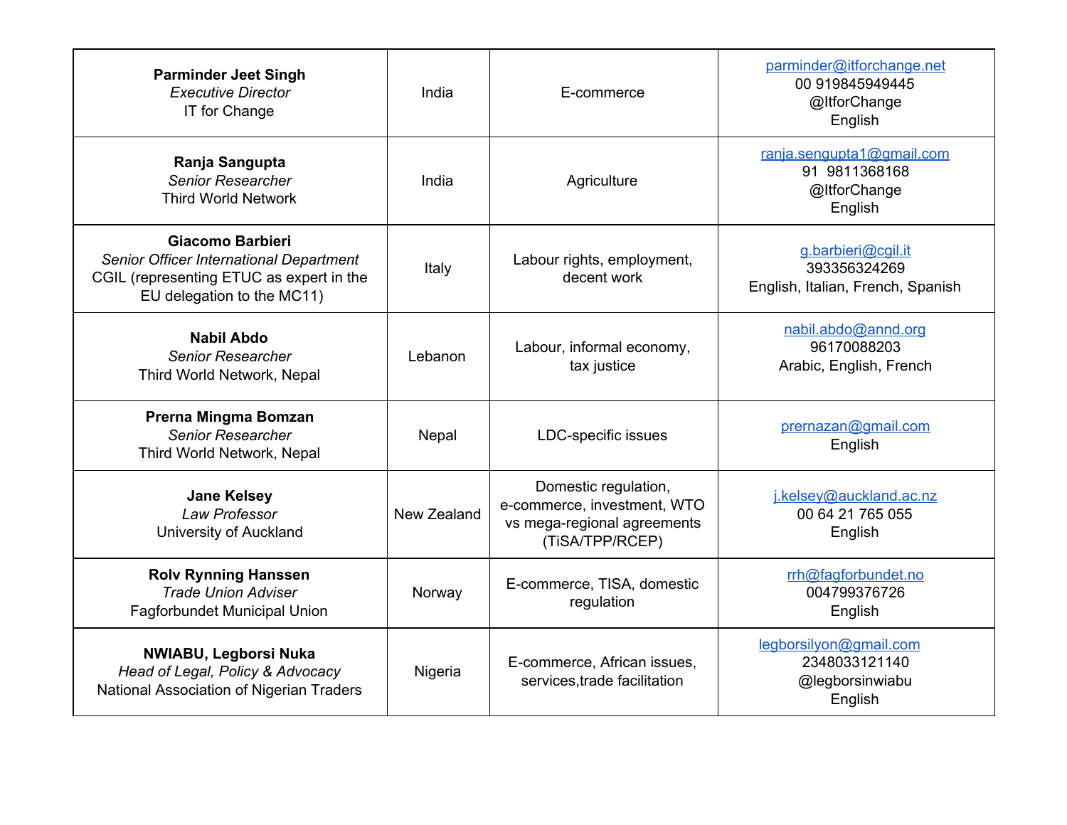| | | | |
|---|---|---|---|
| **Parminder Jeet Singh**<br>*Executive Director*<br>IT for Change | India | E-commerce | parminder@itforchange.net<br>00 919845949445<br>@ItforChange<br>English |
| **Ranja Sangupta**<br>*Senior Researcher*<br>Third World Network | India | Agriculture | ranja.sengupta1@gmail.com<br>91 9811368168<br>@ItforChange<br>English |
| **Giacomo Barbieri**<br>*Senior Officer International Department*<br>CGIL (representing ETUC as expert in the EU delegation to the MC11) | Italy | Labour rights, employment, decent work | g.barbieri@cgil.it<br>393356324269<br>English, Italian, French, Spanish |
| **Nabil Abdo**<br>*Senior Researcher*<br>Third World Network, Nepal | Lebanon | Labour, informal economy, tax justice | nabil.abdo@annd.org<br>96170088203<br>Arabic, English, French |
| **Prerna Mingma Bomzan**<br>*Senior Researcher*<br>Third World Network, Nepal | Nepal | LDC-specific issues | prernazan@gmail.com<br>English |
| **Jane Kelsey**<br>*Law Professor*<br>University of Auckland | New Zealand | Domestic regulation, e-commerce, investment, WTO vs mega-regional agreements (TiSA/TPP/RCEP) | j.kelsey@auckland.ac.nz<br>00 64 21 765 055<br>English |
| **Rolv Rynning Hanssen**<br>*Trade Union Adviser*<br>Fagforbundet Municipal Union | Norway | E-commerce, TISA, domestic regulation | rrh@fagforbundet.no<br>004799376726<br>English |
| **NWIABU, Legborsi Nuka**<br>*Head of Legal, Policy & Advocacy*<br>National Association of Nigerian Traders | Nigeria | E-commerce, African issues, services,trade facilitation | legborsilyon@gmail.com<br>2348033121140<br>@legborsinwiabu<br>English |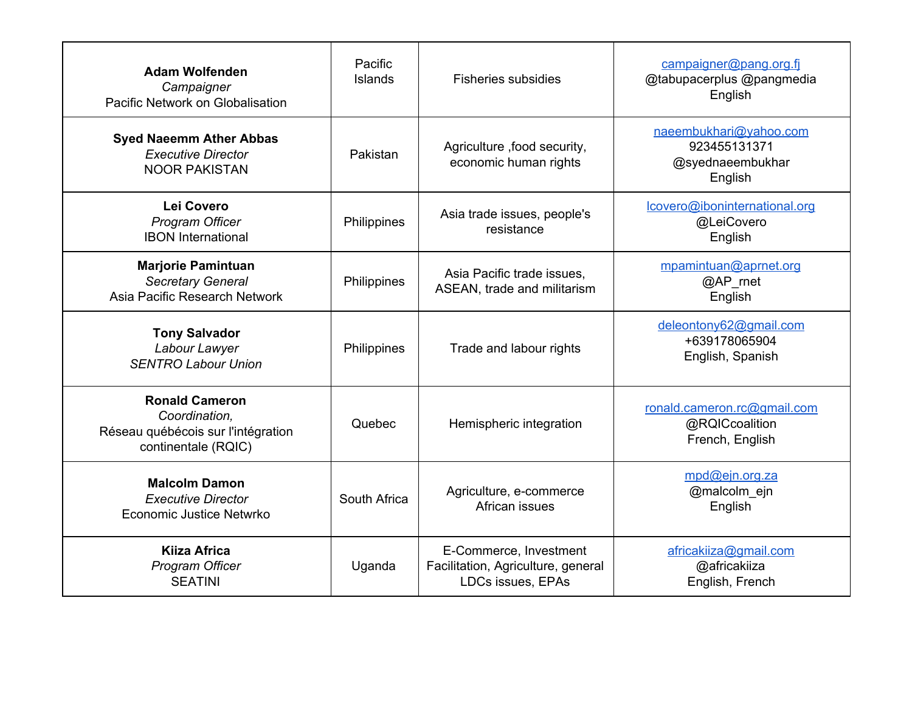| | | | |
|---|---|---|---|
| **Adam Wolfenden**<br>*Campaigner*<br>Pacific Network on Globalisation | Pacific Islands | Fisheries subsidies | campaigner@pang.org.fj<br>@tabupacerplus @pangmedia<br>English |
| **Syed Naeemm Ather Abbas**<br>*Executive Director*<br>NOOR PAKISTAN | Pakistan | Agriculture ,food security, economic human rights | naeembukhari@yahoo.com<br>923455131371<br>@syednaeembukhar<br>English |
| **Lei Covero**<br>*Program Officer*<br>IBON International | Philippines | Asia trade issues, people's resistance | lcovero@iboninternational.org<br>@LeiCovero<br>English |
| **Marjorie Pamintuan**<br>*Secretary General*<br>Asia Pacific Research Network | Philippines | Asia Pacific trade issues, ASEAN, trade and militarism | mpamintuan@aprnet.org<br>@AP_rnet<br>English |
| **Tony Salvador**<br>*Labour Lawyer*<br>*SENTRO Labour Union* | Philippines | Trade and labour rights | deleontony62@gmail.com<br>+639178065904<br>English, Spanish |
| **Ronald Cameron**<br>*Coordination,*<br>Réseau québécois sur l'intégration continentale (RQIC) | Quebec | Hemispheric integration | ronald.cameron.rc@gmail.com<br>@RQICcoalition<br>French, English |
| **Malcolm Damon**<br>*Executive Director*<br>Economic Justice Netwrko | South Africa | Agriculture, e-commerce African issues | mpd@ejn.org.za<br>@malcolm_ejn<br>English |
| **Kiiza Africa**<br>*Program Officer*<br>SEATINI | Uganda | E-Commerce, Investment Facilitation, Agriculture, general LDCs issues, EPAs | africakiiza@gmail.com<br>@africakiiza<br>English, French |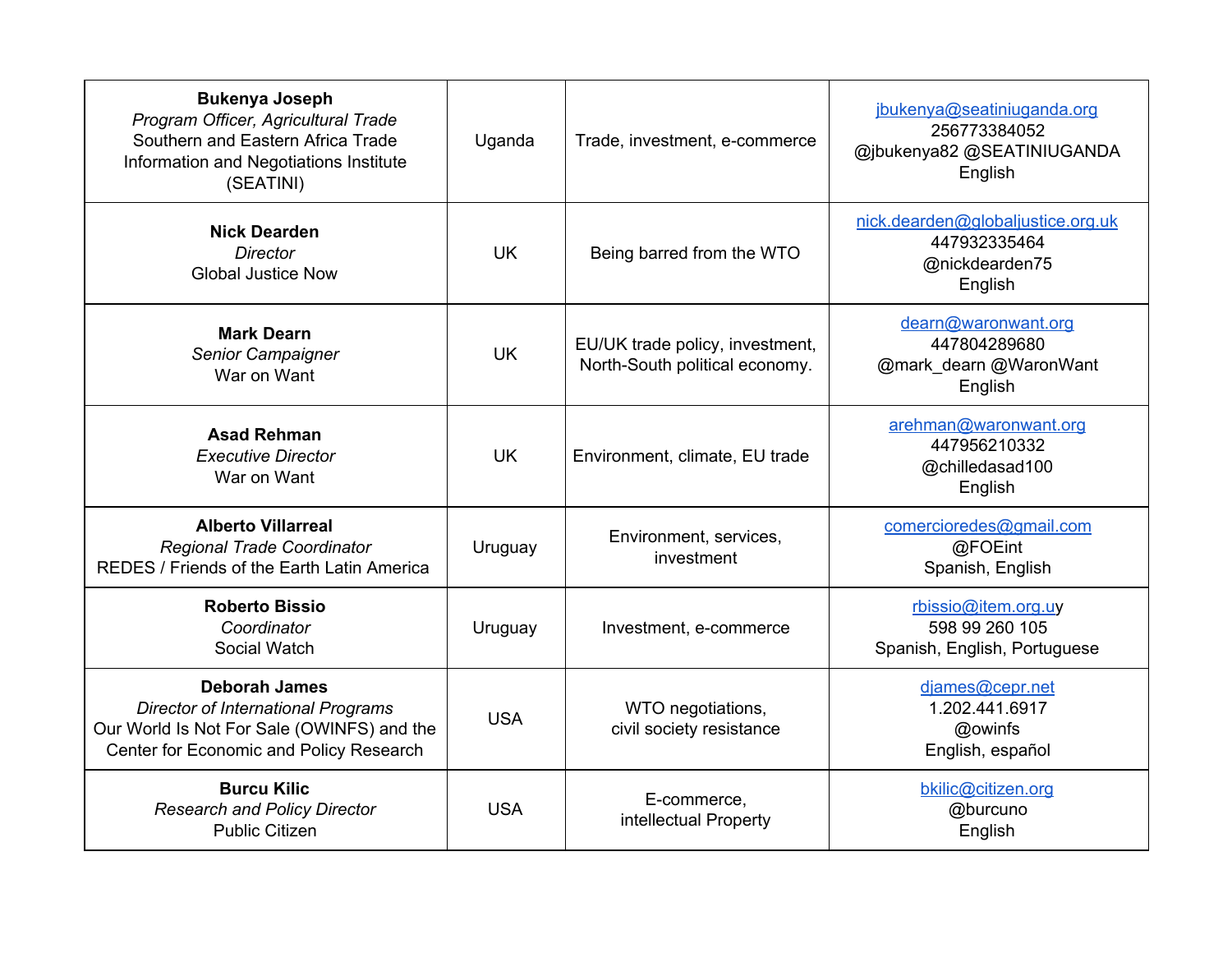| | | | |
|---|---|---|---|
| **Bukenya Joseph**<br>*Program Officer, Agricultural Trade*<br>Southern and Eastern Africa Trade Information and Negotiations Institute (SEATINI) | Uganda | Trade, investment, e-commerce | jbukenya@seatiniuganda.org<br>256773384052<br>@jbukenya82 @SEATINIUGANDA<br>English |
| **Nick Dearden**<br>*Director*<br>Global Justice Now | UK | Being barred from the WTO | nick.dearden@globaljustice.org.uk<br>447932335464<br>@nickdearden75<br>English |
| **Mark Dearn**<br>*Senior Campaigner*<br>War on Want | UK | EU/UK trade policy, investment, North-South political economy. | dearn@waronwant.org<br>447804289680<br>@mark_dearn @WaronWant<br>English |
| **Asad Rehman**<br>*Executive Director*<br>War on Want | UK | Environment, climate, EU trade | arehman@waronwant.org<br>447956210332<br>@chilledasad100<br>English |
| **Alberto Villarreal**<br>*Regional Trade Coordinator*<br>REDES / Friends of the Earth Latin America | Uruguay | Environment, services, investment | comercioredes@gmail.com<br>@FOEint<br>Spanish, English |
| **Roberto Bissio**<br>*Coordinator*<br>Social Watch | Uruguay | Investment, e-commerce | rbissio@item.org.uy<br>598 99 260 105<br>Spanish, English, Portuguese |
| **Deborah James**<br>*Director of International Programs*<br>Our World Is Not For Sale (OWINFS) and the Center for Economic and Policy Research | USA | WTO negotiations,<br>civil society resistance | djames@cepr.net<br>1.202.441.6917<br>@owinfs<br>English, español |
| **Burcu Kilic**<br>*Research and Policy Director*<br>Public Citizen | USA | E-commerce,<br>intellectual Property | bkilic@citizen.org<br>@burcuno<br>English |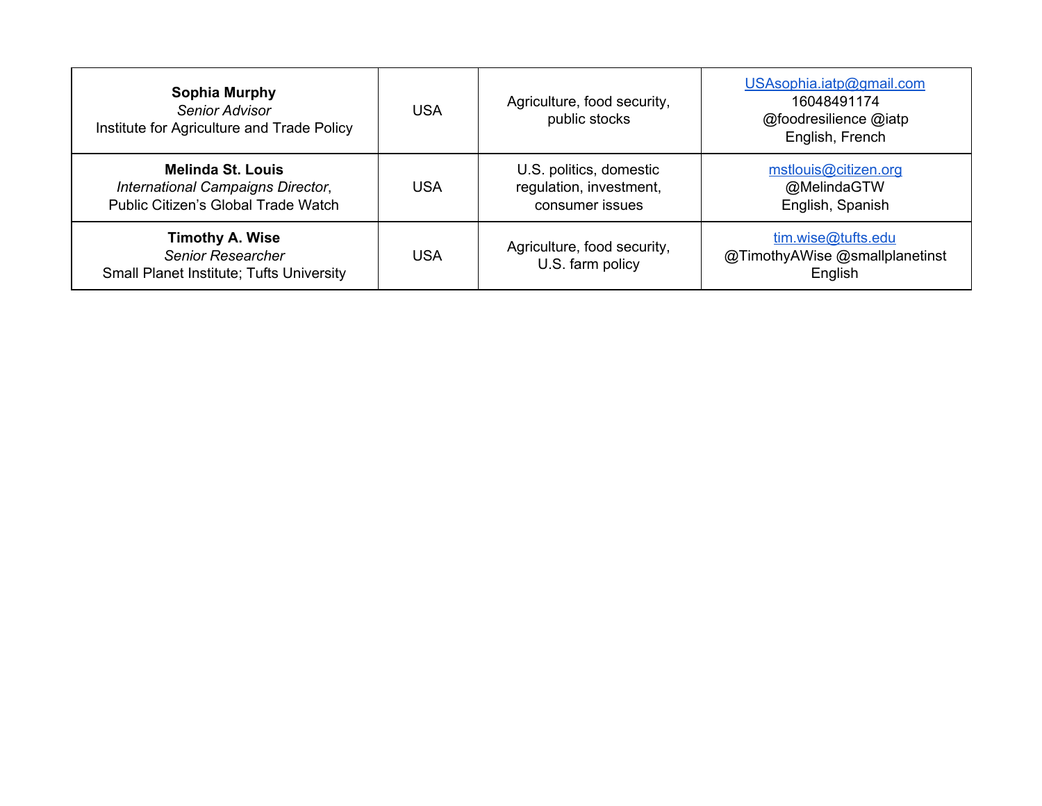| | | | |
|---|---|---|---|
| **Sophia Murphy**<br>*Senior Advisor*<br>Institute for Agriculture and Trade Policy | USA | Agriculture, food security, public stocks | USAsophia.iatp@gmail.com<br>16048491174<br>@foodresilience @iatp<br>English, French |
| **Melinda St. Louis**<br>*International Campaigns Director*,<br>Public Citizen's Global Trade Watch | USA | U.S. politics, domestic regulation, investment, consumer issues | mstlouis@citizen.org<br>@MelindaGTW<br>English, Spanish |
| **Timothy A. Wise**<br>*Senior Researcher*<br>Small Planet Institute; Tufts University | USA | Agriculture, food security, U.S. farm policy | tim.wise@tufts.edu<br>@TimothyAWise @smallplanetinst<br>English |